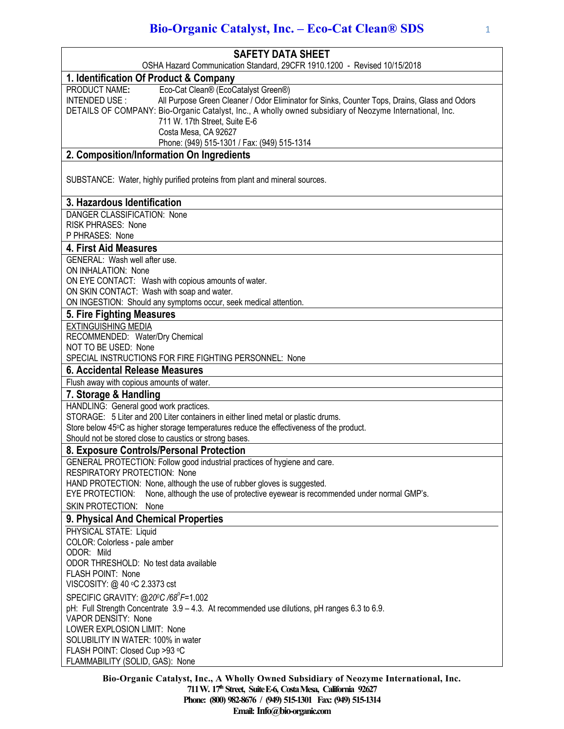# SAFETY DATA SHEET

OSHA Hazard Communication Standard, 29CFR 1910.1200 - Revised 10/15/2018

## 1. Identification Of Product & Company

PRODUCT NAME: Eco-Cat Clean® (EcoCatalyst Green®)

INTENDED USE : All Purpose Green Cleaner / Odor Eliminator for Sinks, Counter Tops, Drains, Glass and Odors

DETAILS OF COMPANY: Bio-Organic Catalyst, Inc., A wholly owned subsidiary of Neozyme International, Inc.
711 W. 17th Street, Suite E-6
Costa Mesa, CA 92627
Phone: (949) 515-1301 / Fax: (949) 515-1314

## 2. Composition/Information On Ingredients

SUBSTANCE: Water, highly purified proteins from plant and mineral sources.

## 3. Hazardous Identification

DANGER CLASSIFICATION: None
RISK PHRASES: None
P PHRASES: None

## 4. First Aid Measures

GENERAL: Wash well after use.
ON INHALATION: None
ON EYE CONTACT: Wash with copious amounts of water.
ON SKIN CONTACT: Wash with soap and water.
ON INGESTION: Should any symptoms occur, seek medical attention.

## 5. Fire Fighting Measures

EXTINGUISHING MEDIA
RECOMMENDED: Water/Dry Chemical
NOT TO BE USED: None
SPECIAL INSTRUCTIONS FOR FIRE FIGHTING PERSONNEL: None

## 6. Accidental Release Measures

Flush away with copious amounts of water.

## 7. Storage & Handling

HANDLING: General good work practices.
STORAGE: 5 Liter and 200 Liter containers in either lined metal or plastic drums.
Store below 45°C as higher storage temperatures reduce the effectiveness of the product.
Should not be stored close to caustics or strong bases.

## 8. Exposure Controls/Personal Protection

GENERAL PROTECTION: Follow good industrial practices of hygiene and care.
RESPIRATORY PROTECTION: None
HAND PROTECTION: None, although the use of rubber gloves is suggested.
EYE PROTECTION: None, although the use of protective eyewear is recommended under normal GMP's.
SKIN PROTECTION: None

## 9. Physical And Chemical Properties

PHYSICAL STATE: Liquid
COLOR: Colorless - pale amber
ODOR: Mild
ODOR THRESHOLD: No test data available
FLASH POINT: None
VISCOSITY: @ 40 °C 2.3373 cst
SPECIFIC GRAVITY: @*20°C /68°F*=1.002
pH: Full Strength Concentrate 3.9 – 4.3. At recommended use dilutions, pH ranges 6.3 to 6.9.
VAPOR DENSITY: None
LOWER EXPLOSION LIMIT: None
SOLUBILITY IN WATER: 100% in water
FLASH POINT: Closed Cup >93 °C
FLAMMABILITY (SOLID, GAS): None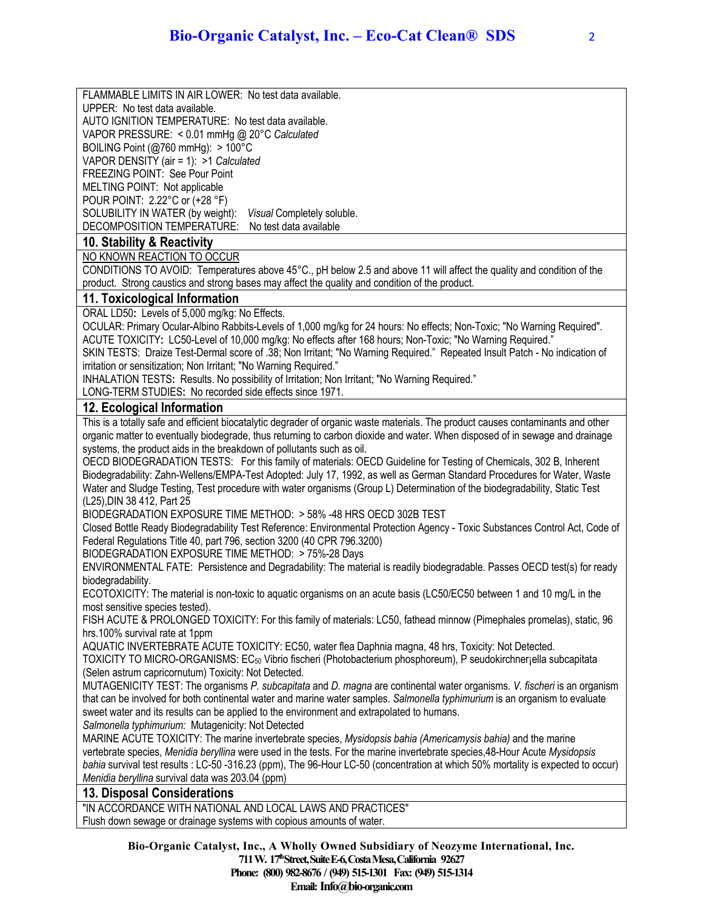FLAMMABLE LIMITS IN AIR LOWER: No test data available.
UPPER: No test data available.
AUTO IGNITION TEMPERATURE: No test data available.
VAPOR PRESSURE: < 0.01 mmHg @ 20°C *Calculated*
BOILING Point (@760 mmHg): > 100°C
VAPOR DENSITY (air = 1): >1 *Calculated*
FREEZING POINT: See Pour Point
MELTING POINT: Not applicable
POUR POINT: 2.22°C or (+28 °F)
SOLUBILITY IN WATER (by weight): *Visual* Completely soluble.
DECOMPOSITION TEMPERATURE: No test data available

## 10. Stability & Reactivity

NO KNOWN REACTION TO OCCUR
CONDITIONS TO AVOID: Temperatures above 45°C., pH below 2.5 and above 11 will affect the quality and condition of the product. Strong caustics and strong bases may affect the quality and condition of the product.

## 11. Toxicological Information

ORAL LD50**:** Levels of 5,000 mg/kg: No Effects.
OCULAR: Primary Ocular-Albino Rabbits-Levels of 1,000 mg/kg for 24 hours: No effects; Non-Toxic; "No Warning Required".
ACUTE TOXICITY**:** LC50-Level of 10,000 mg/kg: No effects after 168 hours; Non-Toxic; "No Warning Required."
SKIN TESTS: Draize Test-Dermal score of .38; Non Irritant; "No Warning Required." Repeated Insult Patch - No indication of irritation or sensitization; Non Irritant; "No Warning Required."
INHALATION TESTS**:** Results. No possibility of Irritation; Non Irritant; "No Warning Required."
LONG-TERM STUDIES**:** No recorded side effects since 1971.

## 12. Ecological Information

This is a totally safe and efficient biocatalytic degrader of organic waste materials. The product causes contaminants and other organic matter to eventually biodegrade, thus returning to carbon dioxide and water. When disposed of in sewage and drainage systems, the product aids in the breakdown of pollutants such as oil.
OECD BIODEGRADATION TESTS: For this family of materials: OECD Guideline for Testing of Chemicals, 302 B, Inherent Biodegradability: Zahn-Wellens/EMPA-Test Adopted: July 17, 1992, as well as German Standard Procedures for Water, Waste Water and Sludge Testing, Test procedure with water organisms (Group L) Determination of the biodegradability, Static Test (L25),DIN 38 412, Part 25
BIODEGRADATION EXPOSURE TIME METHOD: > 58% -48 HRS OECD 302B TEST
Closed Bottle Ready Biodegradability Test Reference: Environmental Protection Agency - Toxic Substances Control Act, Code of Federal Regulations Title 40, part 796, section 3200 (40 CPR 796.3200)
BIODEGRADATION EXPOSURE TIME METHOD: > 75%-28 Days
ENVIRONMENTAL FATE: Persistence and Degradability: The material is readily biodegradable. Passes OECD test(s) for ready biodegradability.
ECOTOXICITY: The material is non-toxic to aquatic organisms on an acute basis (LC50/EC50 between 1 and 10 mg/L in the most sensitive species tested).
FISH ACUTE & PROLONGED TOXICITY: For this family of materials: LC50, fathead minnow (Pimephales promelas), static, 96 hrs.100% survival rate at 1ppm
AQUATIC INVERTEBRATE ACUTE TOXICITY: EC50, water flea Daphnia magna, 48 hrs, Toxicity: Not Detected.
TOXICITY TO MICRO-ORGANISMS: $EC_{50}$ Vibrio fischeri (Photobacterium phosphoreum), P seudokirchner¡ella subcapitata (Selen astrum capricornutum) Toxicity: Not Detected.
MUTAGENICITY TEST: The organisms *P. subcapitata* and *D. magna* are continental water organisms. *V. fischeri* is an organism that can be involved for both continental water and marine water samples. *Salmonella typhimurium* is an organism to evaluate sweet water and its results can be applied to the environment and extrapolated to humans.
*Salmonella typhimurium:* Mutagenicity: Not Detected
MARINE ACUTE TOXICITY: The marine invertebrate species, *Mysidopsis bahia (Americamysis bahia)* and the marine vertebrate species, *Menidia beryllina* were used in the tests. For the marine invertebrate species,48-Hour Acute *Mysidopsis bahia* survival test results : LC-50 -316.23 (ppm), The 96-Hour LC-50 (concentration at which 50% mortality is expected to occur) *Menidia beryllina* survival data was 203.04 (ppm)

## 13. Disposal Considerations

"IN ACCORDANCE WITH NATIONAL AND LOCAL LAWS AND PRACTICES"
Flush down sewage or drainage systems with copious amounts of water.

**Bio-Organic Catalyst, Inc., A Wholly Owned Subsidiary of Neozyme International, Inc.**
**711 W. 17th Street, Suite E-6, Costa Mesa, California 92627**
**Phone: (800) 982-8676 / (949) 515-1301 Fax: (949) 515-1314**
**Email: Info@bio-organic.com**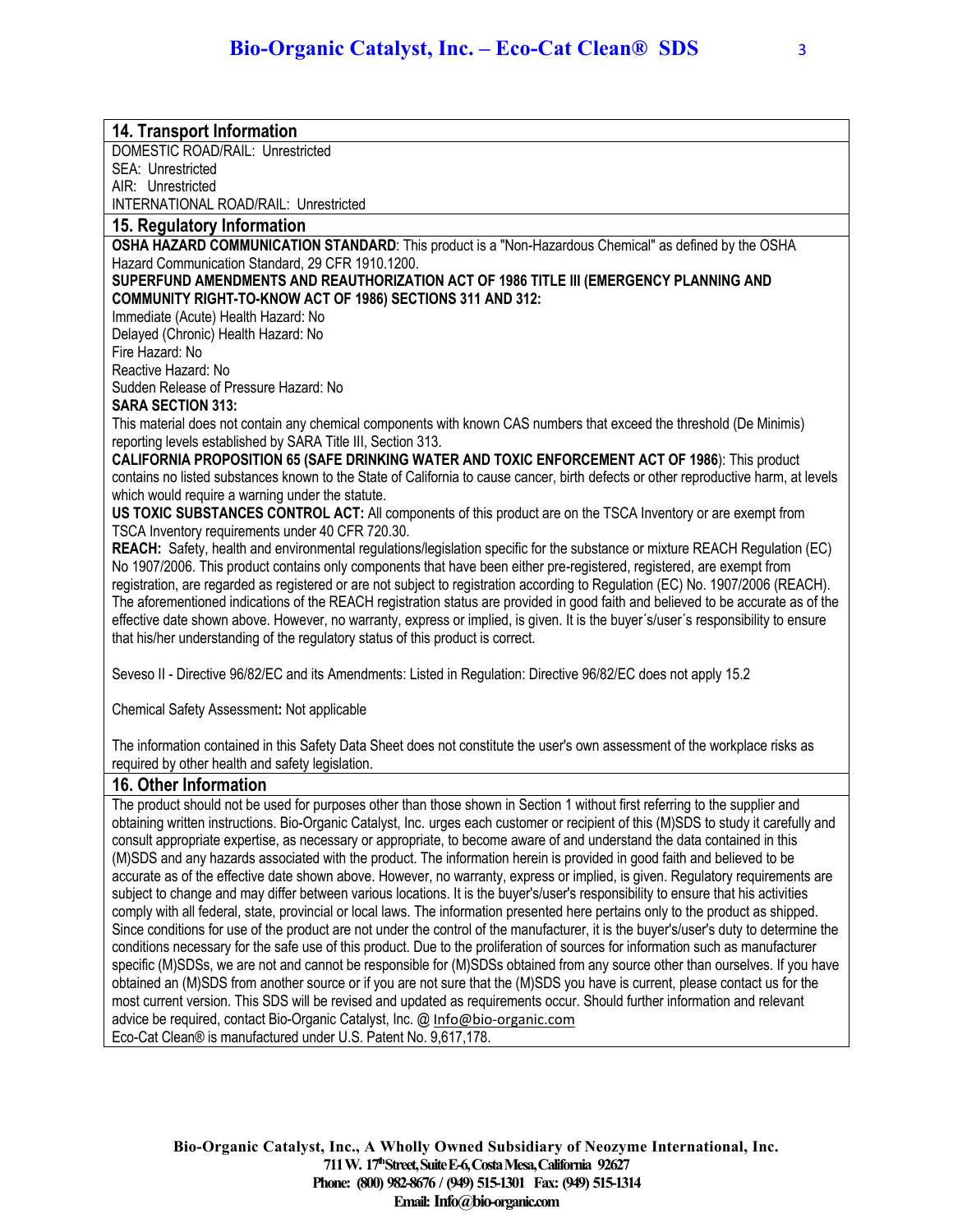## 14. Transport Information

DOMESTIC ROAD/RAIL: Unrestricted
SEA: Unrestricted
AIR: Unrestricted
INTERNATIONAL ROAD/RAIL: Unrestricted

## 15. Regulatory Information

**OSHA HAZARD COMMUNICATION STANDARD**: This product is a "Non-Hazardous Chemical" as defined by the OSHA Hazard Communication Standard, 29 CFR 1910.1200.

**SUPERFUND AMENDMENTS AND REAUTHORIZATION ACT OF 1986 TITLE III (EMERGENCY PLANNING AND COMMUNITY RIGHT-TO-KNOW ACT OF 1986) SECTIONS 311 AND 312:**

Immediate (Acute) Health Hazard: No
Delayed (Chronic) Health Hazard: No
Fire Hazard: No
Reactive Hazard: No
Sudden Release of Pressure Hazard: No

**SARA SECTION 313:**

This material does not contain any chemical components with known CAS numbers that exceed the threshold (De Minimis) reporting levels established by SARA Title III, Section 313.

**CALIFORNIA PROPOSITION 65 (SAFE DRINKING WATER AND TOXIC ENFORCEMENT ACT OF 1986**): This product contains no listed substances known to the State of California to cause cancer, birth defects or other reproductive harm, at levels which would require a warning under the statute.

**US TOXIC SUBSTANCES CONTROL ACT:** All components of this product are on the TSCA Inventory or are exempt from TSCA Inventory requirements under 40 CFR 720.30.

**REACH:** Safety, health and environmental regulations/legislation specific for the substance or mixture REACH Regulation (EC) No 1907/2006. This product contains only components that have been either pre-registered, registered, are exempt from registration, are regarded as registered or are not subject to registration according to Regulation (EC) No. 1907/2006 (REACH). The aforementioned indications of the REACH registration status are provided in good faith and believed to be accurate as of the effective date shown above. However, no warranty, express or implied, is given. It is the buyer´s/user´s responsibility to ensure that his/her understanding of the regulatory status of this product is correct.

Seveso II - Directive 96/82/EC and its Amendments: Listed in Regulation: Directive 96/82/EC does not apply 15.2

Chemical Safety Assessment**:** Not applicable

The information contained in this Safety Data Sheet does not constitute the user's own assessment of the workplace risks as required by other health and safety legislation.

## 16. Other Information

The product should not be used for purposes other than those shown in Section 1 without first referring to the supplier and obtaining written instructions. Bio-Organic Catalyst, Inc. urges each customer or recipient of this (M)SDS to study it carefully and consult appropriate expertise, as necessary or appropriate, to become aware of and understand the data contained in this (M)SDS and any hazards associated with the product. The information herein is provided in good faith and believed to be accurate as of the effective date shown above. However, no warranty, express or implied, is given. Regulatory requirements are subject to change and may differ between various locations. It is the buyer's/user's responsibility to ensure that his activities comply with all federal, state, provincial or local laws. The information presented here pertains only to the product as shipped. Since conditions for use of the product are not under the control of the manufacturer, it is the buyer's/user's duty to determine the conditions necessary for the safe use of this product. Due to the proliferation of sources for information such as manufacturer specific (M)SDSs, we are not and cannot be responsible for (M)SDSs obtained from any source other than ourselves. If you have obtained an (M)SDS from another source or if you are not sure that the (M)SDS you have is current, please contact us for the most current version. This SDS will be revised and updated as requirements occur. Should further information and relevant advice be required, contact Bio-Organic Catalyst, Inc. @ Info@bio-organic.com

Eco-Cat Clean® is manufactured under U.S. Patent No. 9,617,178.

**Bio-Organic Catalyst, Inc., A Wholly Owned Subsidiary of Neozyme International, Inc.**
**711 W. 17th Street, Suite E-6, Costa Mesa, California 92627**
**Phone: (800) 982-8676 / (949) 515-1301 Fax: (949) 515-1314**
**Email: Info@bio-organic.com**